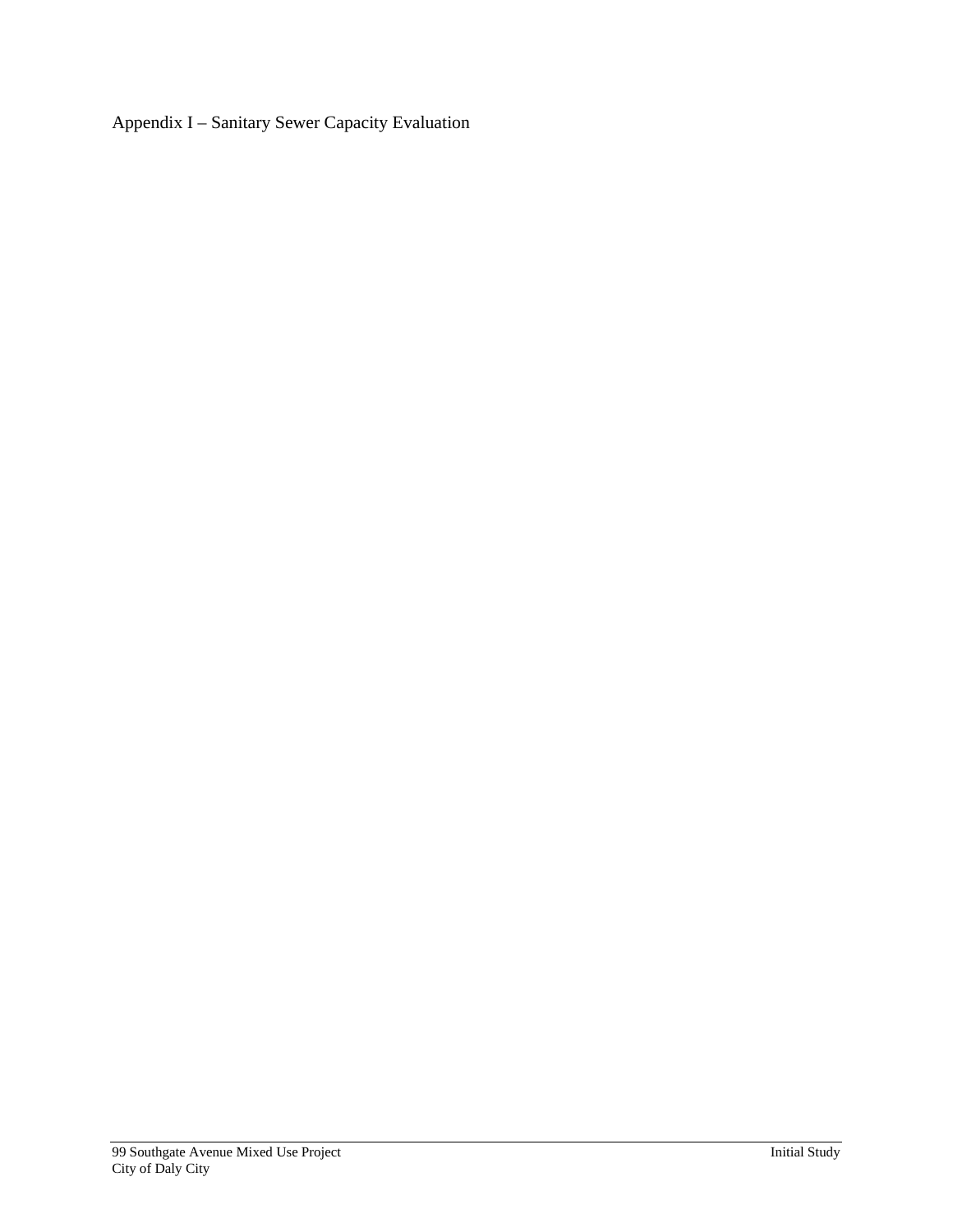# Appendix I – Sanitary Sewer Capacity Evaluation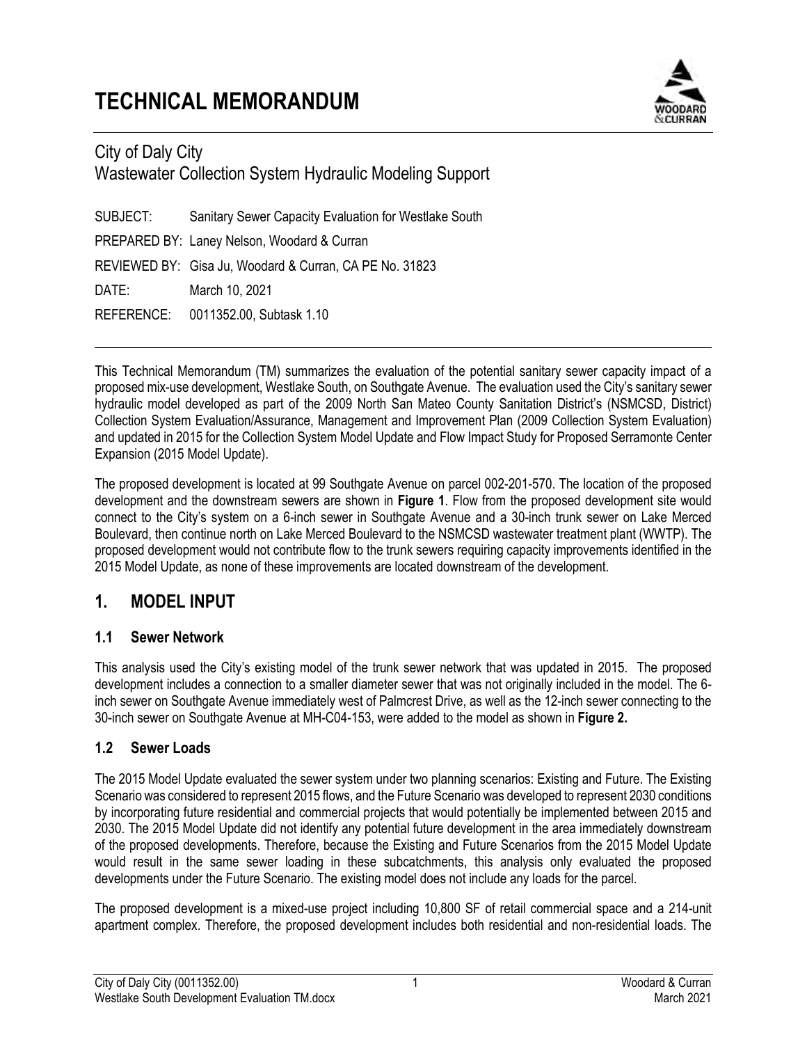# TECHNICAL MEMORANDUM

City of Daly City
Wastewater Collection System Hydraulic Modeling Support

SUBJECT: Sanitary Sewer Capacity Evaluation for Westlake South

PREPARED BY: Laney Nelson, Woodard & Curran

REVIEWED BY: Gisa Ju, Woodard & Curran, CA PE No. 31823

DATE: March 10, 2021

REFERENCE: 0011352.00, Subtask 1.10

---

This Technical Memorandum (TM) summarizes the evaluation of the potential sanitary sewer capacity impact of a proposed mix-use development, Westlake South, on Southgate Avenue. The evaluation used the City's sanitary sewer hydraulic model developed as part of the 2009 North San Mateo County Sanitation District's (NSMCSD, District) Collection System Evaluation/Assurance, Management and Improvement Plan (2009 Collection System Evaluation) and updated in 2015 for the Collection System Model Update and Flow Impact Study for Proposed Serramonte Center Expansion (2015 Model Update).

The proposed development is located at 99 Southgate Avenue on parcel 002-201-570. The location of the proposed development and the downstream sewers are shown in **Figure 1**. Flow from the proposed development site would connect to the City's system on a 6-inch sewer in Southgate Avenue and a 30-inch trunk sewer on Lake Merced Boulevard, then continue north on Lake Merced Boulevard to the NSMCSD wastewater treatment plant (WWTP). The proposed development would not contribute flow to the trunk sewers requiring capacity improvements identified in the 2015 Model Update, as none of these improvements are located downstream of the development.

## 1. MODEL INPUT

### 1.1 Sewer Network

This analysis used the City's existing model of the trunk sewer network that was updated in 2015. The proposed development includes a connection to a smaller diameter sewer that was not originally included in the model. The 6-inch sewer on Southgate Avenue immediately west of Palmcrest Drive, as well as the 12-inch sewer connecting to the 30-inch sewer on Southgate Avenue at MH-C04-153, were added to the model as shown in **Figure 2.**

### 1.2 Sewer Loads

The 2015 Model Update evaluated the sewer system under two planning scenarios: Existing and Future. The Existing Scenario was considered to represent 2015 flows, and the Future Scenario was developed to represent 2030 conditions by incorporating future residential and commercial projects that would potentially be implemented between 2015 and 2030. The 2015 Model Update did not identify any potential future development in the area immediately downstream of the proposed developments. Therefore, because the Existing and Future Scenarios from the 2015 Model Update would result in the same sewer loading in these subcatchments, this analysis only evaluated the proposed developments under the Future Scenario. The existing model does not include any loads for the parcel.

The proposed development is a mixed-use project including 10,800 SF of retail commercial space and a 214-unit apartment complex. Therefore, the proposed development includes both residential and non-residential loads. The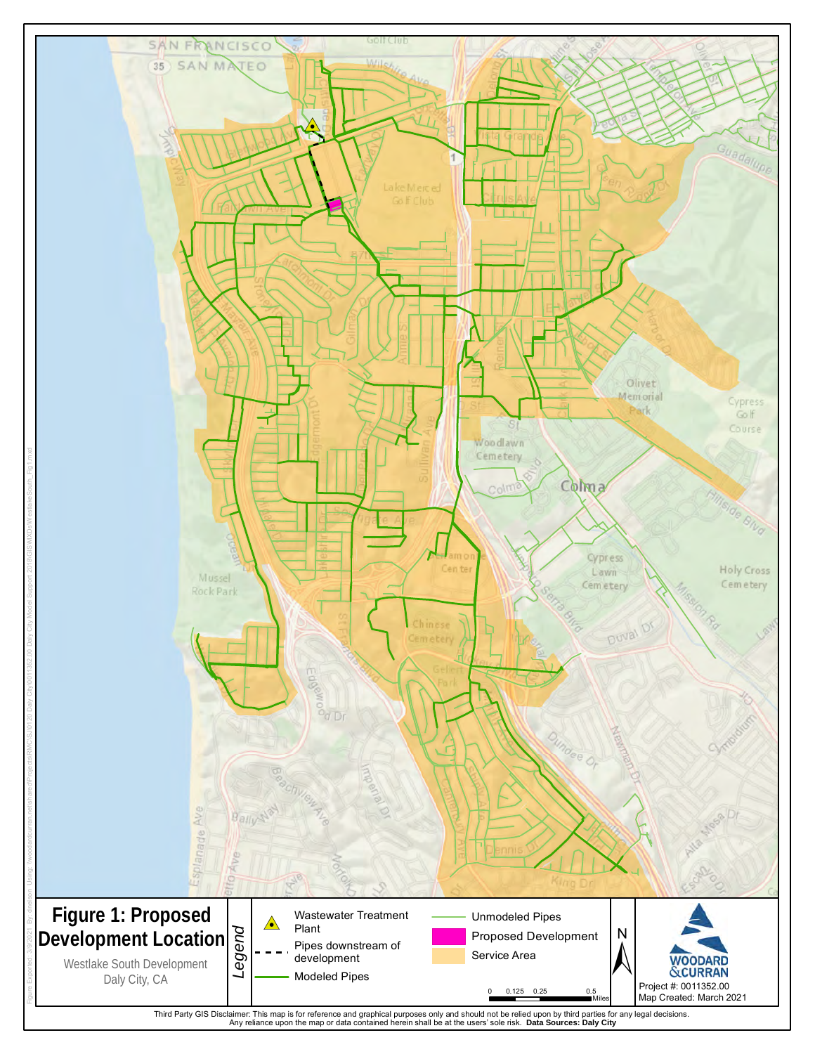# Figure 1: Proposed Development Location

Westlake South Development
Daly City, CA

**Legend**

- Wastewater Treatment Plant
- Pipes downstream of development
- Modeled Pipes
- Unmodeled Pipes
- Proposed Development
- Service Area

0 0.125 0.25 0.5 Miles

Project #: 0011352.00
Map Created: March 2021

Third Party GIS Disclaimer: This map is for reference and graphical purposes only and should not be relied upon by third parties for any legal decisions. Any reliance upon the map or data contained herein shall be at the users' sole risk. **Data Sources: Daly City**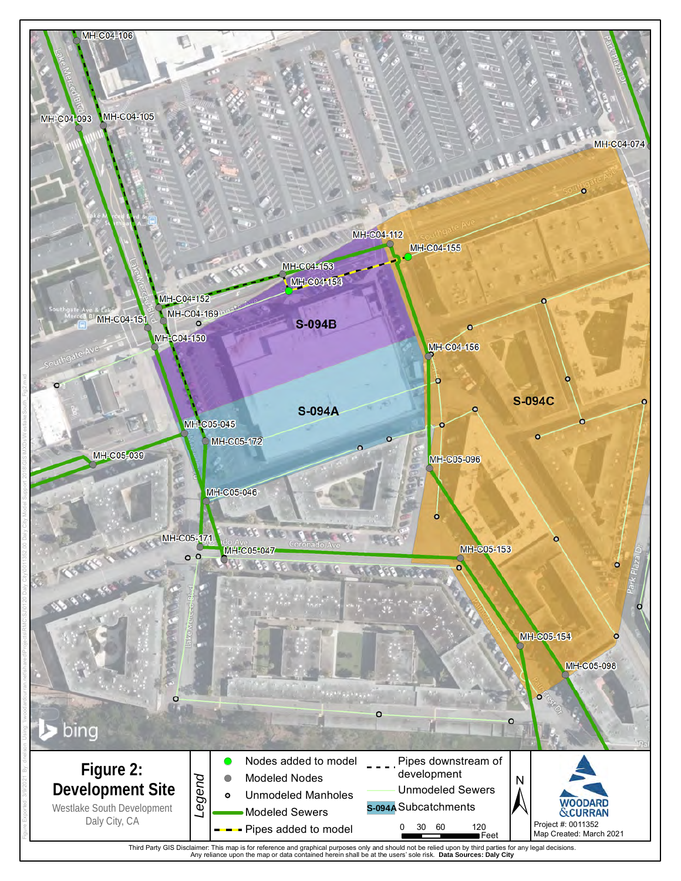MH-C04-106

MH-C04-093

MH-C04-105

MH-C04-074

MH-C04-112

MH-C04-155

MH-C04-153

MH-C04-154

MH-C04-152

MH-C04-169

MH-C04-151

MH-C04-150

S-094B

MH-C04-156

S-094C

S-094A

MH-C05-045

MH-C05-172

MH-C05-039

MH-C05-096

MH-C05-046

MH-C05-171

MH-C05-047

MH-C05-153

MH-C05-154

MH-C05-098

# Figure 2: Development Site

Westlake South Development
Daly City, CA

*Legend*

- Nodes added to model
- Modeled Nodes
- Unmodeled Manholes
- Modeled Sewers
- Pipes added to model
- Pipes downstream of development
- Unmodeled Sewers
- S-094A Subcatchments

0 30 60 120 Feet

N

WOODARD & CURRAN

Project #: 0011352
Map Created: March 2021

Third Party GIS Disclaimer: This map is for reference and graphical purposes only and should not be relied upon by third parties for any legal decisions. Any reliance upon the map or data contained herein shall be at the users' sole risk. **Data Sources: Daly City**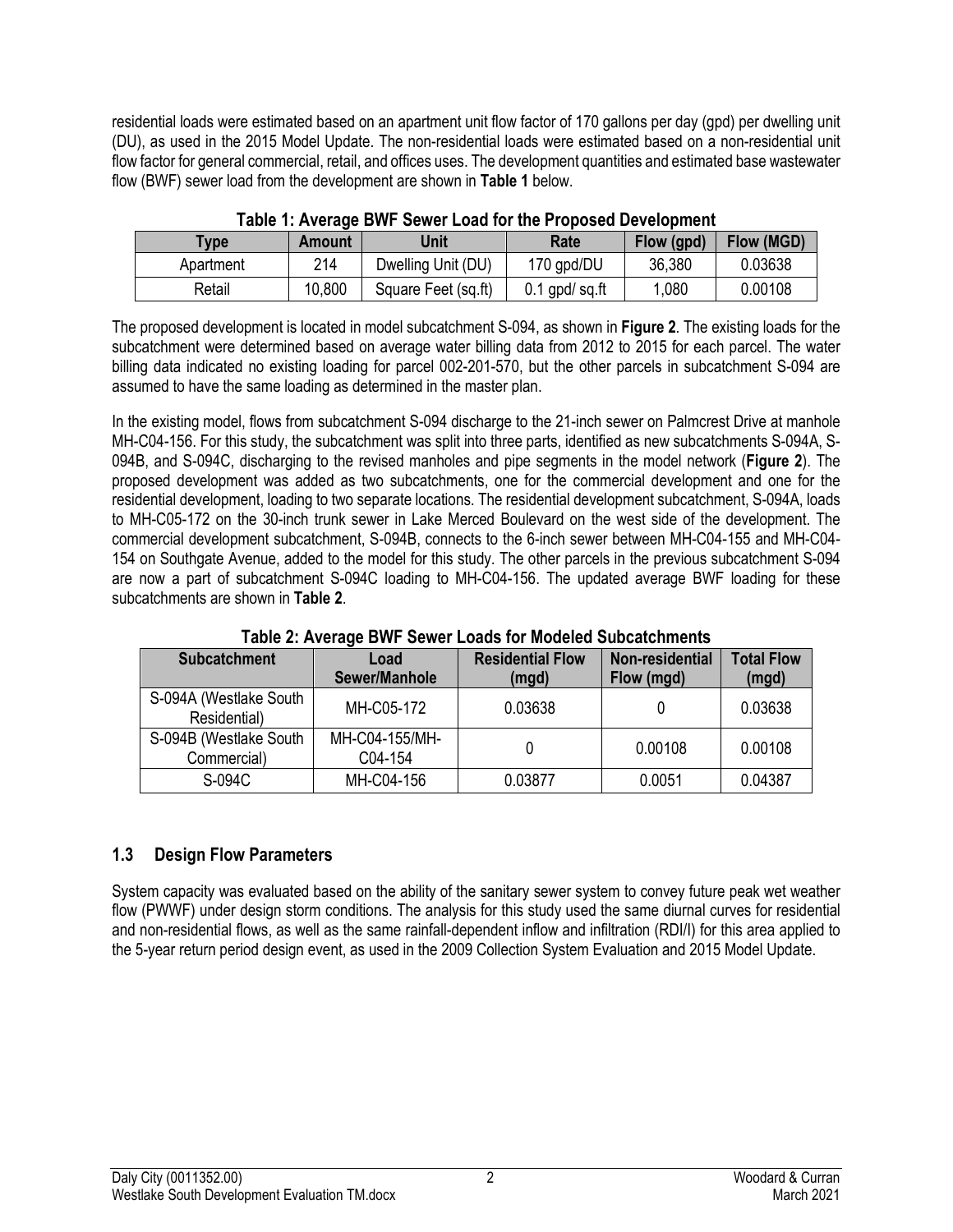residential loads were estimated based on an apartment unit flow factor of 170 gallons per day (gpd) per dwelling unit (DU), as used in the 2015 Model Update. The non-residential loads were estimated based on a non-residential unit flow factor for general commercial, retail, and offices uses. The development quantities and estimated base wastewater flow (BWF) sewer load from the development are shown in **Table 1** below.

**Table 1: Average BWF Sewer Load for the Proposed Development**

| Type | Amount | Unit | Rate | Flow (gpd) | Flow (MGD) |
|---|---|---|---|---|---|
| Apartment | 214 | Dwelling Unit (DU) | 170 gpd/DU | 36,380 | 0.03638 |
| Retail | 10,800 | Square Feet (sq.ft) | 0.1 gpd/ sq.ft | 1,080 | 0.00108 |

The proposed development is located in model subcatchment S-094, as shown in **Figure 2**. The existing loads for the subcatchment were determined based on average water billing data from 2012 to 2015 for each parcel. The water billing data indicated no existing loading for parcel 002-201-570, but the other parcels in subcatchment S-094 are assumed to have the same loading as determined in the master plan.

In the existing model, flows from subcatchment S-094 discharge to the 21-inch sewer on Palmcrest Drive at manhole MH-C04-156. For this study, the subcatchment was split into three parts, identified as new subcatchments S-094A, S-094B, and S-094C, discharging to the revised manholes and pipe segments in the model network (**Figure 2**). The proposed development was added as two subcatchments, one for the commercial development and one for the residential development, loading to two separate locations. The residential development subcatchment, S-094A, loads to MH-C05-172 on the 30-inch trunk sewer in Lake Merced Boulevard on the west side of the development. The commercial development subcatchment, S-094B, connects to the 6-inch sewer between MH-C04-155 and MH-C04-154 on Southgate Avenue, added to the model for this study. The other parcels in the previous subcatchment S-094 are now a part of subcatchment S-094C loading to MH-C04-156. The updated average BWF loading for these subcatchments are shown in **Table 2**.

**Table 2: Average BWF Sewer Loads for Modeled Subcatchments**

| Subcatchment | Load Sewer/Manhole | Residential Flow (mgd) | Non-residential Flow (mgd) | Total Flow (mgd) |
|---|---|---|---|---|
| S-094A (Westlake South Residential) | MH-C05-172 | 0.03638 | 0 | 0.03638 |
| S-094B (Westlake South Commercial) | MH-C04-155/MH-C04-154 | 0 | 0.00108 | 0.00108 |
| S-094C | MH-C04-156 | 0.03877 | 0.0051 | 0.04387 |

## 1.3 Design Flow Parameters

System capacity was evaluated based on the ability of the sanitary sewer system to convey future peak wet weather flow (PWWF) under design storm conditions. The analysis for this study used the same diurnal curves for residential and non-residential flows, as well as the same rainfall-dependent inflow and infiltration (RDI/I) for this area applied to the 5-year return period design event, as used in the 2009 Collection System Evaluation and 2015 Model Update.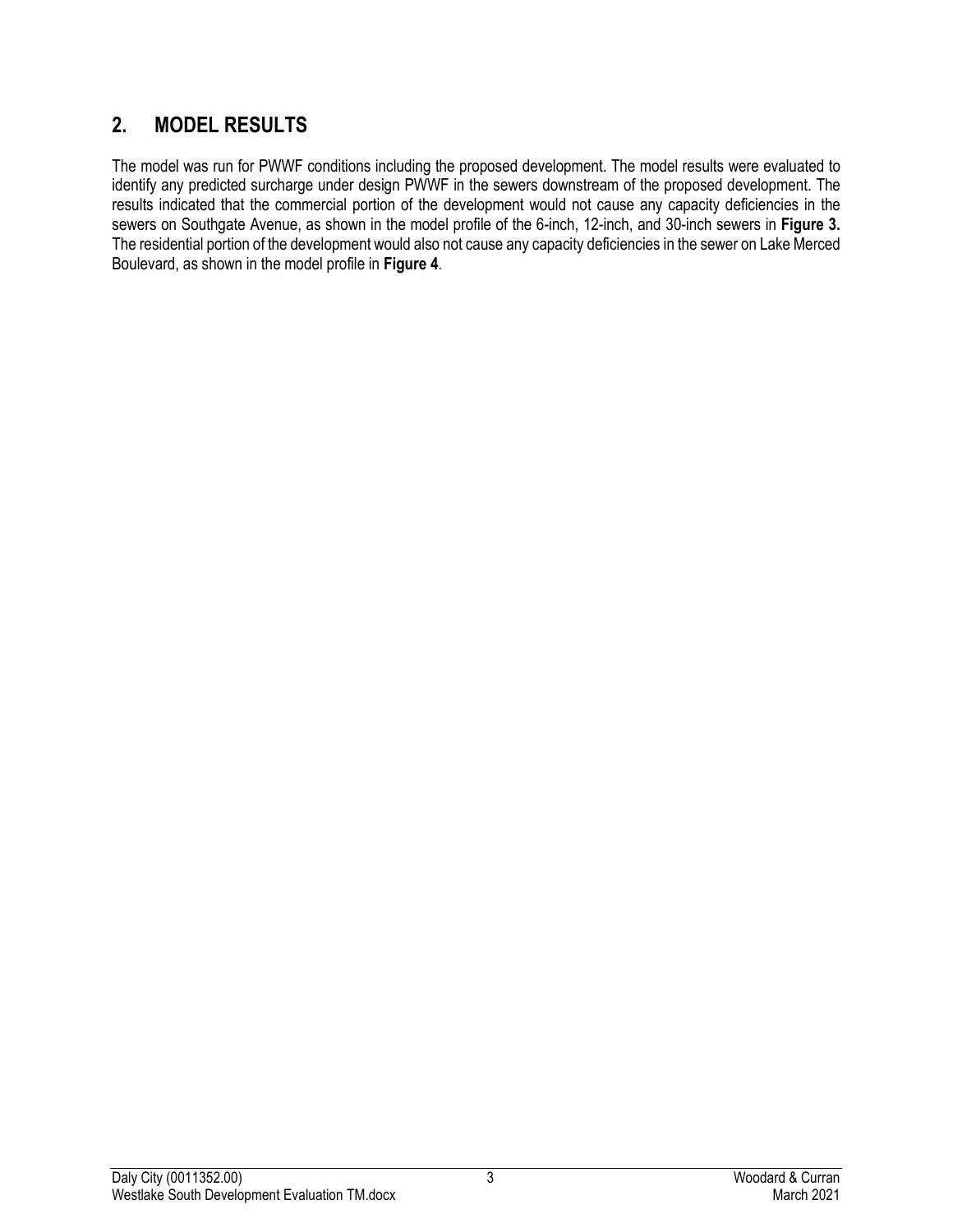## 2. MODEL RESULTS

The model was run for PWWF conditions including the proposed development. The model results were evaluated to identify any predicted surcharge under design PWWF in the sewers downstream of the proposed development. The results indicated that the commercial portion of the development would not cause any capacity deficiencies in the sewers on Southgate Avenue, as shown in the model profile of the 6-inch, 12-inch, and 30-inch sewers in **Figure 3.** The residential portion of the development would also not cause any capacity deficiencies in the sewer on Lake Merced Boulevard, as shown in the model profile in **Figure 4**.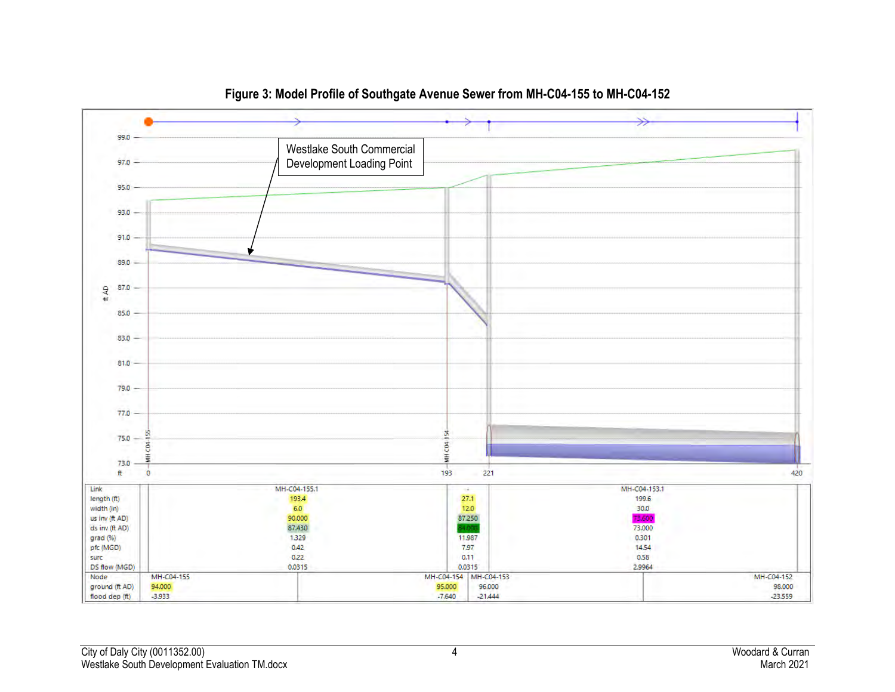**Figure 3: Model Profile of Southgate Avenue Sewer from MH-C04-155 to MH-C04-152**

Westlake South Commercial Development Loading Point

| Link | MH-C04-155.1 | - | MH-C04-153.1 |
|---|---|---|---|
| length (ft) | 193.4 | 27.1 | 199.6 |
| width (in) | 6.0 | 12.0 | 30.0 |
| us inv (ft AD) | 90.000 | 87.250 | 73.600 |
| ds inv (ft AD) | 87.430 | 84.000 | 73.000 |
| grad (%) | 1.329 | 11.987 | 0.301 |
| pfc (MGD) | 0.42 | 7.97 | 14.54 |
| surc | 0.22 | 0.11 | 0.58 |
| DS flow (MGD) | 0.0315 | 0.0315 | 2.9964 |

| Node | MH-C04-155 | MH-C04-154 | MH-C04-153 | MH-C04-152 |
|---|---|---|---|---|
| ground (ft AD) | 94.000 | 95.000 | 96.000 | 98.000 |
| flood dep (ft) | -3.933 | -7.640 | -21.444 | -23.559 |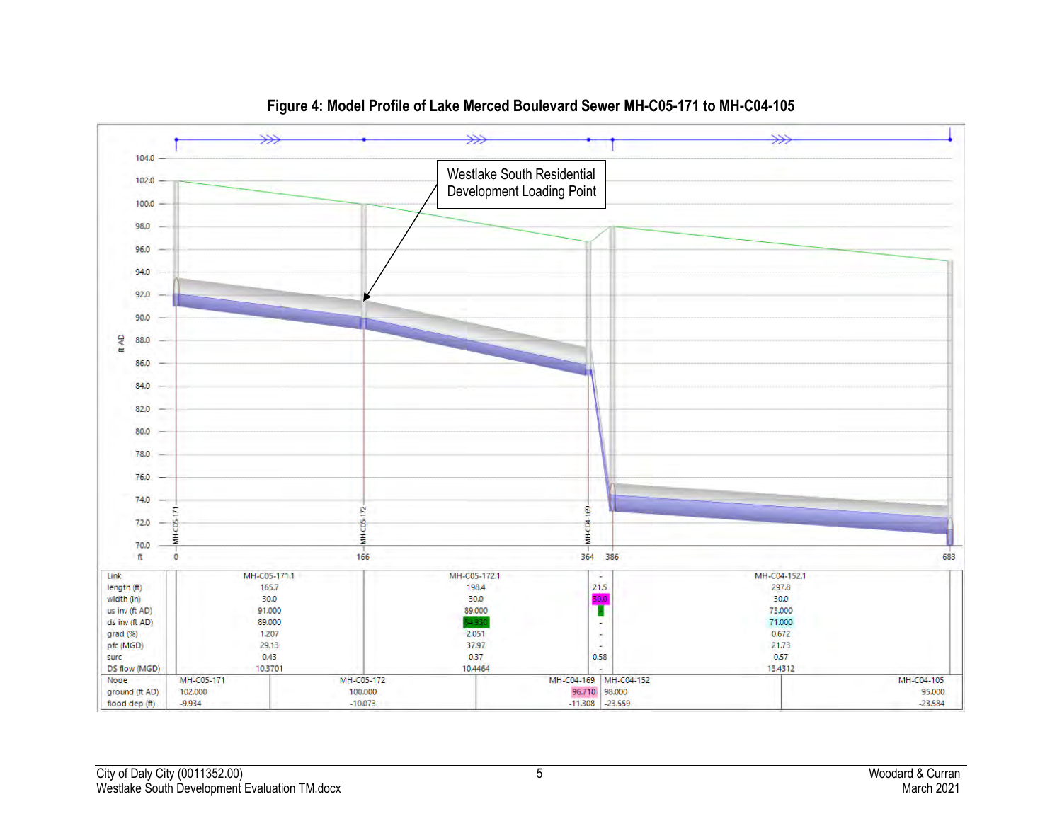**Figure 4: Model Profile of Lake Merced Boulevard Sewer MH-C05-171 to MH-C04-105**

Westlake South Residential Development Loading Point

ft AD

104.0
102.0
100.0
98.0
96.0
94.0
92.0
90.0
88.0
86.0
84.0
82.0
80.0
78.0
76.0
74.0
72.0
70.0

ft 0 166 364 386 683

MH-C05-171
MH-C05-172
MH-C04-169

| | | | | |
|---|---|---|---|---|
| Link | MH-C05-171.1 | MH-C05-172.1 | - | MH-C04-152.1 |
| length (ft) | 165.7 | 198.4 | 21.5 | 297.8 |
| width (in) | 30.0 | 30.0 | 30.0 | 30.0 |
| us inv (ft AD) | 91.000 | 89.000 | - | 73.000 |
| ds inv (ft AD) | 89.000 | 84.930 | - | 71.000 |
| grad (%) | 1.207 | 2.051 | - | 0.672 |
| pfc (MGD) | 29.13 | 37.97 | - | 21.73 |
| surc | 0.43 | 0.37 | 0.58 | 0.57 |
| DS flow (MGD) | 10.3701 | 10.4464 | - | 13.4312 |

| | | | | | |
|---|---|---|---|---|---|
| Node | MH-C05-171 | MH-C05-172 | MH-C04-169 | MH-C04-152 | MH-C04-105 |
| ground (ft AD) | 102.000 | 100.000 | 96.710 | 98.000 | 95.000 |
| flood dep (ft) | -9.934 | -10.073 | -11.308 | -23.559 | -23.584 |